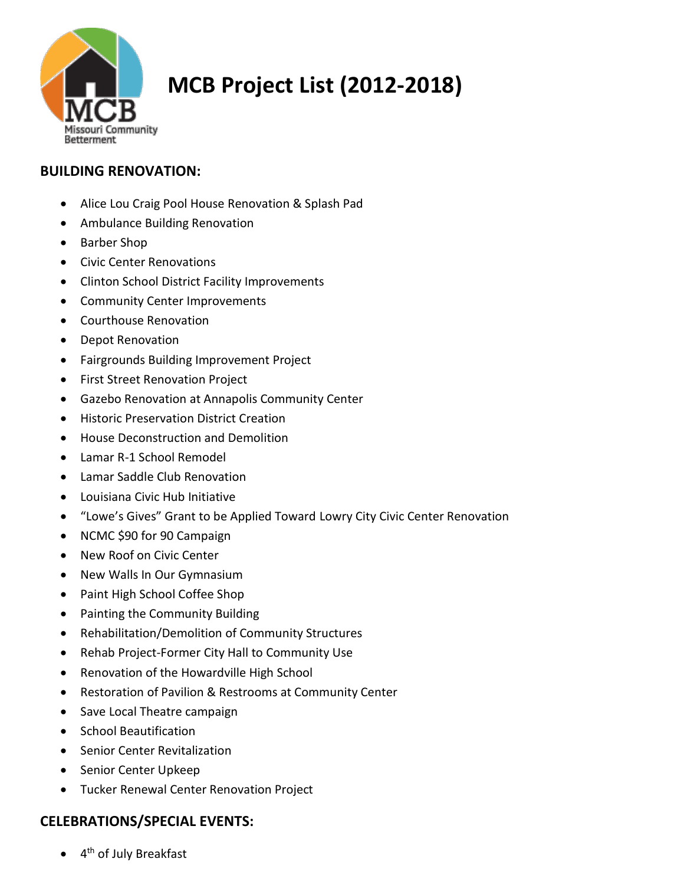# MCB Project List (2012-2018)

## BUILDING RENOVATION:

- Alice Lou Craig Pool House Renovation & Splash Pad
- Ambulance Building Renovation
- Barber Shop
- Civic Center Renovations
- Clinton School District Facility Improvements
- Community Center Improvements
- Courthouse Renovation
- Depot Renovation
- Fairgrounds Building Improvement Project
- First Street Renovation Project
- Gazebo Renovation at Annapolis Community Center
- Historic Preservation District Creation
- House Deconstruction and Demolition
- Lamar R-1 School Remodel
- Lamar Saddle Club Renovation
- Louisiana Civic Hub Initiative
- "Lowe's Gives" Grant to be Applied Toward Lowry City Civic Center Renovation
- NCMC $90 for 90 Campaign
- New Roof on Civic Center
- New Walls In Our Gymnasium
- Paint High School Coffee Shop
- Painting the Community Building
- Rehabilitation/Demolition of Community Structures
- Rehab Project-Former City Hall to Community Use
- Renovation of the Howardville High School
- Restoration of Pavilion & Restrooms at Community Center
- Save Local Theatre campaign
- School Beautification
- Senior Center Revitalization
- Senior Center Upkeep
- Tucker Renewal Center Renovation Project

## CELEBRATIONS/SPECIAL EVENTS:

- 4th of July Breakfast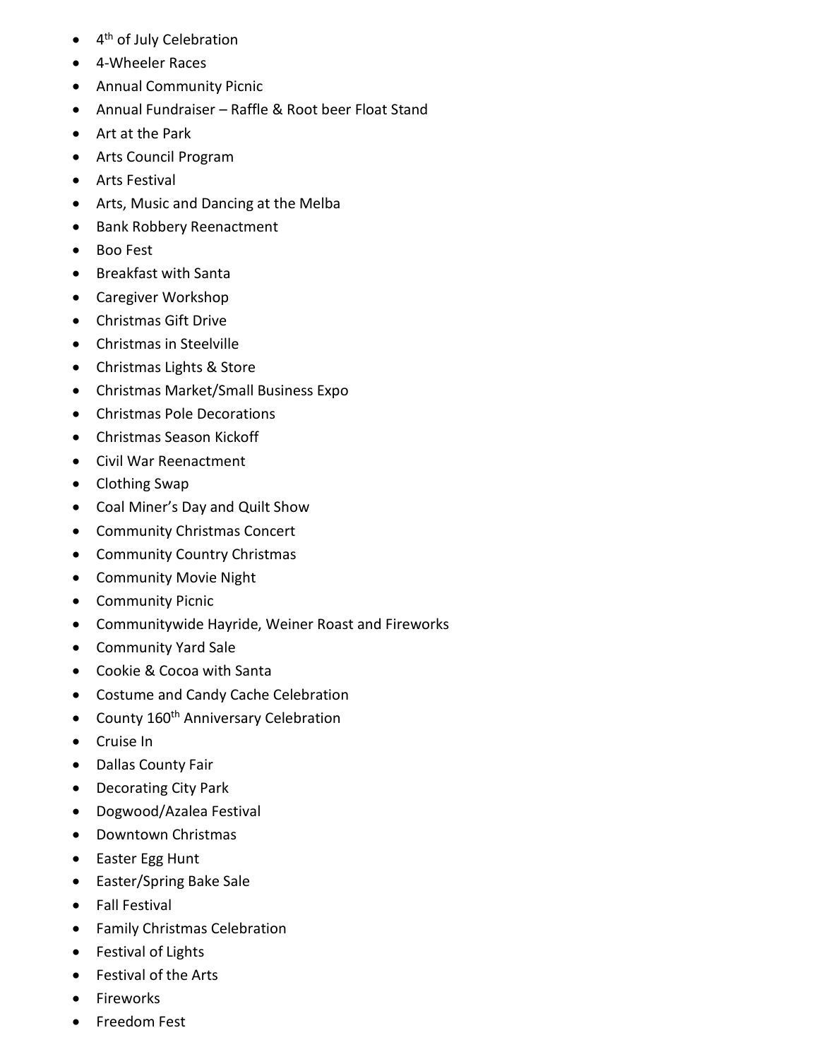- 4th of July Celebration
- 4-Wheeler Races
- Annual Community Picnic
- Annual Fundraiser – Raffle & Root beer Float Stand
- Art at the Park
- Arts Council Program
- Arts Festival
- Arts, Music and Dancing at the Melba
- Bank Robbery Reenactment
- Boo Fest
- Breakfast with Santa
- Caregiver Workshop
- Christmas Gift Drive
- Christmas in Steelville
- Christmas Lights & Store
- Christmas Market/Small Business Expo
- Christmas Pole Decorations
- Christmas Season Kickoff
- Civil War Reenactment
- Clothing Swap
- Coal Miner's Day and Quilt Show
- Community Christmas Concert
- Community Country Christmas
- Community Movie Night
- Community Picnic
- Communitywide Hayride, Weiner Roast and Fireworks
- Community Yard Sale
- Cookie & Cocoa with Santa
- Costume and Candy Cache Celebration
- County 160th Anniversary Celebration
- Cruise In
- Dallas County Fair
- Decorating City Park
- Dogwood/Azalea Festival
- Downtown Christmas
- Easter Egg Hunt
- Easter/Spring Bake Sale
- Fall Festival
- Family Christmas Celebration
- Festival of Lights
- Festival of the Arts
- Fireworks
- Freedom Fest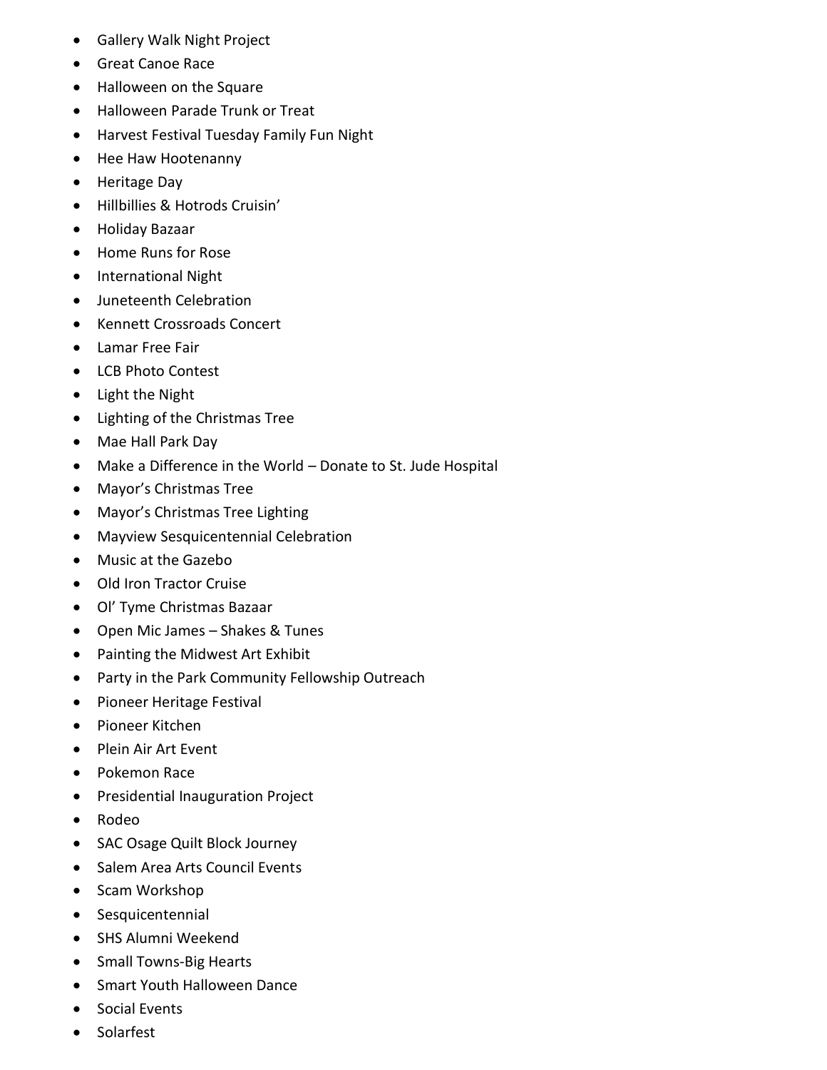- Gallery Walk Night Project
- Great Canoe Race
- Halloween on the Square
- Halloween Parade Trunk or Treat
- Harvest Festival Tuesday Family Fun Night
- Hee Haw Hootenanny
- Heritage Day
- Hillbillies & Hotrods Cruisin'
- Holiday Bazaar
- Home Runs for Rose
- International Night
- Juneteenth Celebration
- Kennett Crossroads Concert
- Lamar Free Fair
- LCB Photo Contest
- Light the Night
- Lighting of the Christmas Tree
- Mae Hall Park Day
- Make a Difference in the World – Donate to St. Jude Hospital
- Mayor's Christmas Tree
- Mayor's Christmas Tree Lighting
- Mayview Sesquicentennial Celebration
- Music at the Gazebo
- Old Iron Tractor Cruise
- Ol' Tyme Christmas Bazaar
- Open Mic James – Shakes & Tunes
- Painting the Midwest Art Exhibit
- Party in the Park Community Fellowship Outreach
- Pioneer Heritage Festival
- Pioneer Kitchen
- Plein Air Art Event
- Pokemon Race
- Presidential Inauguration Project
- Rodeo
- SAC Osage Quilt Block Journey
- Salem Area Arts Council Events
- Scam Workshop
- Sesquicentennial
- SHS Alumni Weekend
- Small Towns-Big Hearts
- Smart Youth Halloween Dance
- Social Events
- Solarfest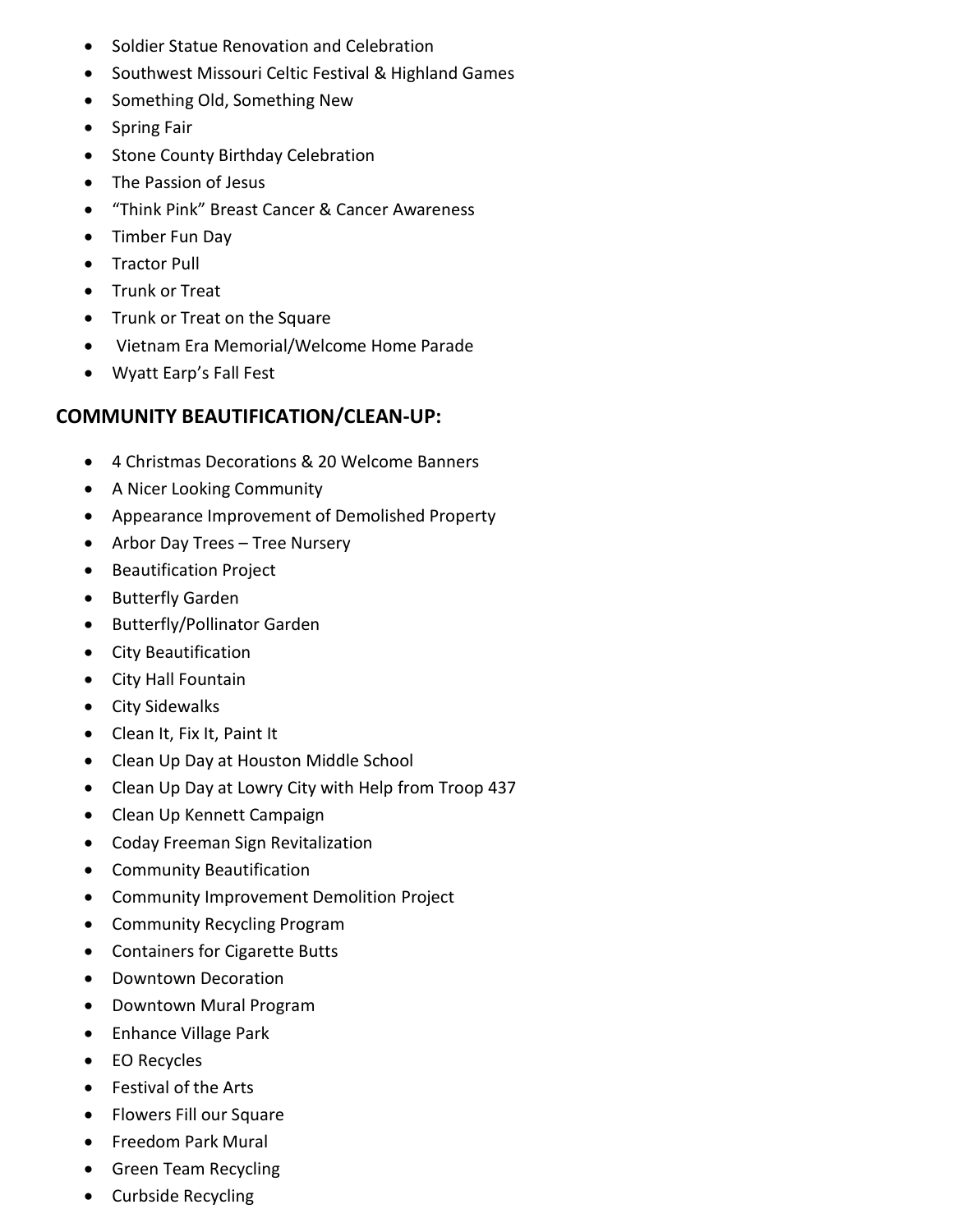- Soldier Statue Renovation and Celebration
- Southwest Missouri Celtic Festival & Highland Games
- Something Old, Something New
- Spring Fair
- Stone County Birthday Celebration
- The Passion of Jesus
- "Think Pink" Breast Cancer & Cancer Awareness
- Timber Fun Day
- Tractor Pull
- Trunk or Treat
- Trunk or Treat on the Square
- Vietnam Era Memorial/Welcome Home Parade
- Wyatt Earp's Fall Fest

## COMMUNITY BEAUTIFICATION/CLEAN-UP:

- 4 Christmas Decorations & 20 Welcome Banners
- A Nicer Looking Community
- Appearance Improvement of Demolished Property
- Arbor Day Trees – Tree Nursery
- Beautification Project
- Butterfly Garden
- Butterfly/Pollinator Garden
- City Beautification
- City Hall Fountain
- City Sidewalks
- Clean It, Fix It, Paint It
- Clean Up Day at Houston Middle School
- Clean Up Day at Lowry City with Help from Troop 437
- Clean Up Kennett Campaign
- Coday Freeman Sign Revitalization
- Community Beautification
- Community Improvement Demolition Project
- Community Recycling Program
- Containers for Cigarette Butts
- Downtown Decoration
- Downtown Mural Program
- Enhance Village Park
- EO Recycles
- Festival of the Arts
- Flowers Fill our Square
- Freedom Park Mural
- Green Team Recycling
- Curbside Recycling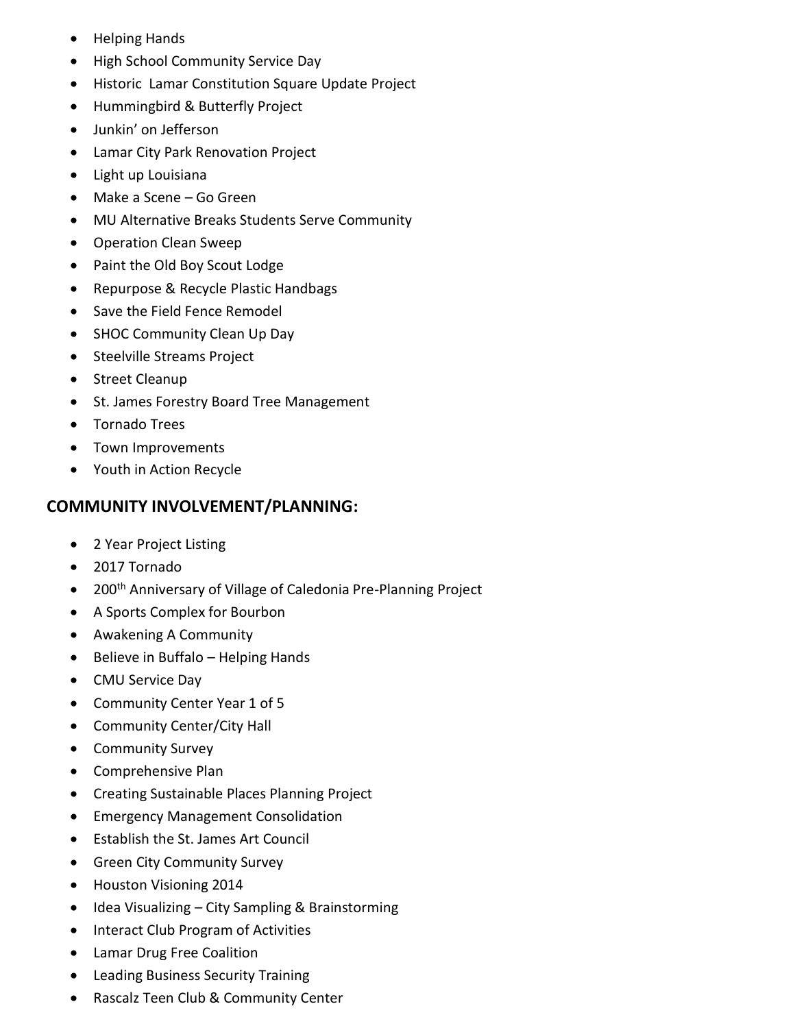- Helping Hands
- High School Community Service Day
- Historic  Lamar Constitution Square Update Project
- Hummingbird & Butterfly Project
- Junkin' on Jefferson
- Lamar City Park Renovation Project
- Light up Louisiana
- Make a Scene – Go Green
- MU Alternative Breaks Students Serve Community
- Operation Clean Sweep
- Paint the Old Boy Scout Lodge
- Repurpose & Recycle Plastic Handbags
- Save the Field Fence Remodel
- SHOC Community Clean Up Day
- Steelville Streams Project
- Street Cleanup
- St. James Forestry Board Tree Management
- Tornado Trees
- Town Improvements
- Youth in Action Recycle

## COMMUNITY INVOLVEMENT/PLANNING:

- 2 Year Project Listing
- 2017 Tornado
- 200th Anniversary of Village of Caledonia Pre-Planning Project
- A Sports Complex for Bourbon
- Awakening A Community
- Believe in Buffalo – Helping Hands
- CMU Service Day
- Community Center Year 1 of 5
- Community Center/City Hall
- Community Survey
- Comprehensive Plan
- Creating Sustainable Places Planning Project
- Emergency Management Consolidation
- Establish the St. James Art Council
- Green City Community Survey
- Houston Visioning 2014
- Idea Visualizing – City Sampling & Brainstorming
- Interact Club Program of Activities
- Lamar Drug Free Coalition
- Leading Business Security Training
- Rascalz Teen Club & Community Center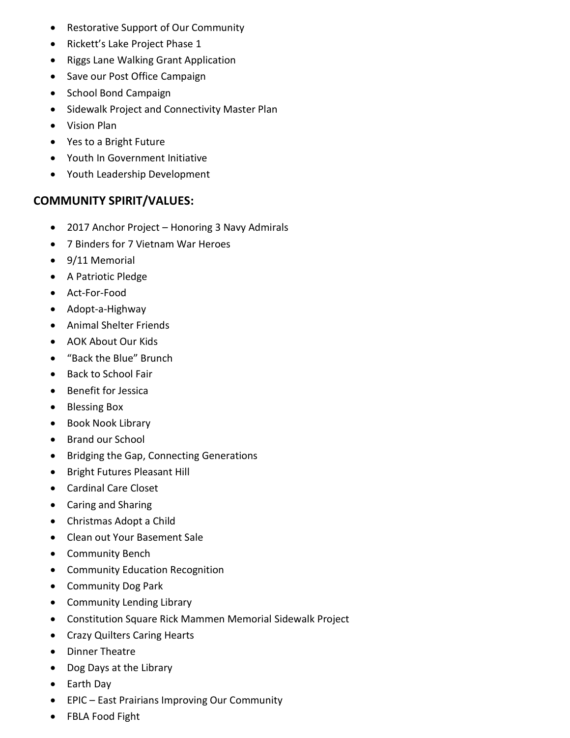- Restorative Support of Our Community
- Rickett's Lake Project Phase 1
- Riggs Lane Walking Grant Application
- Save our Post Office Campaign
- School Bond Campaign
- Sidewalk Project and Connectivity Master Plan
- Vision Plan
- Yes to a Bright Future
- Youth In Government Initiative
- Youth Leadership Development

## COMMUNITY SPIRIT/VALUES:

- 2017 Anchor Project – Honoring 3 Navy Admirals
- 7 Binders for 7 Vietnam War Heroes
- 9/11 Memorial
- A Patriotic Pledge
- Act-For-Food
- Adopt-a-Highway
- Animal Shelter Friends
- AOK About Our Kids
- "Back the Blue" Brunch
- Back to School Fair
- Benefit for Jessica
- Blessing Box
- Book Nook Library
- Brand our School
- Bridging the Gap, Connecting Generations
- Bright Futures Pleasant Hill
- Cardinal Care Closet
- Caring and Sharing
- Christmas Adopt a Child
- Clean out Your Basement Sale
- Community Bench
- Community Education Recognition
- Community Dog Park
- Community Lending Library
- Constitution Square Rick Mammen Memorial Sidewalk Project
- Crazy Quilters Caring Hearts
- Dinner Theatre
- Dog Days at the Library
- Earth Day
- EPIC – East Prairians Improving Our Community
- FBLA Food Fight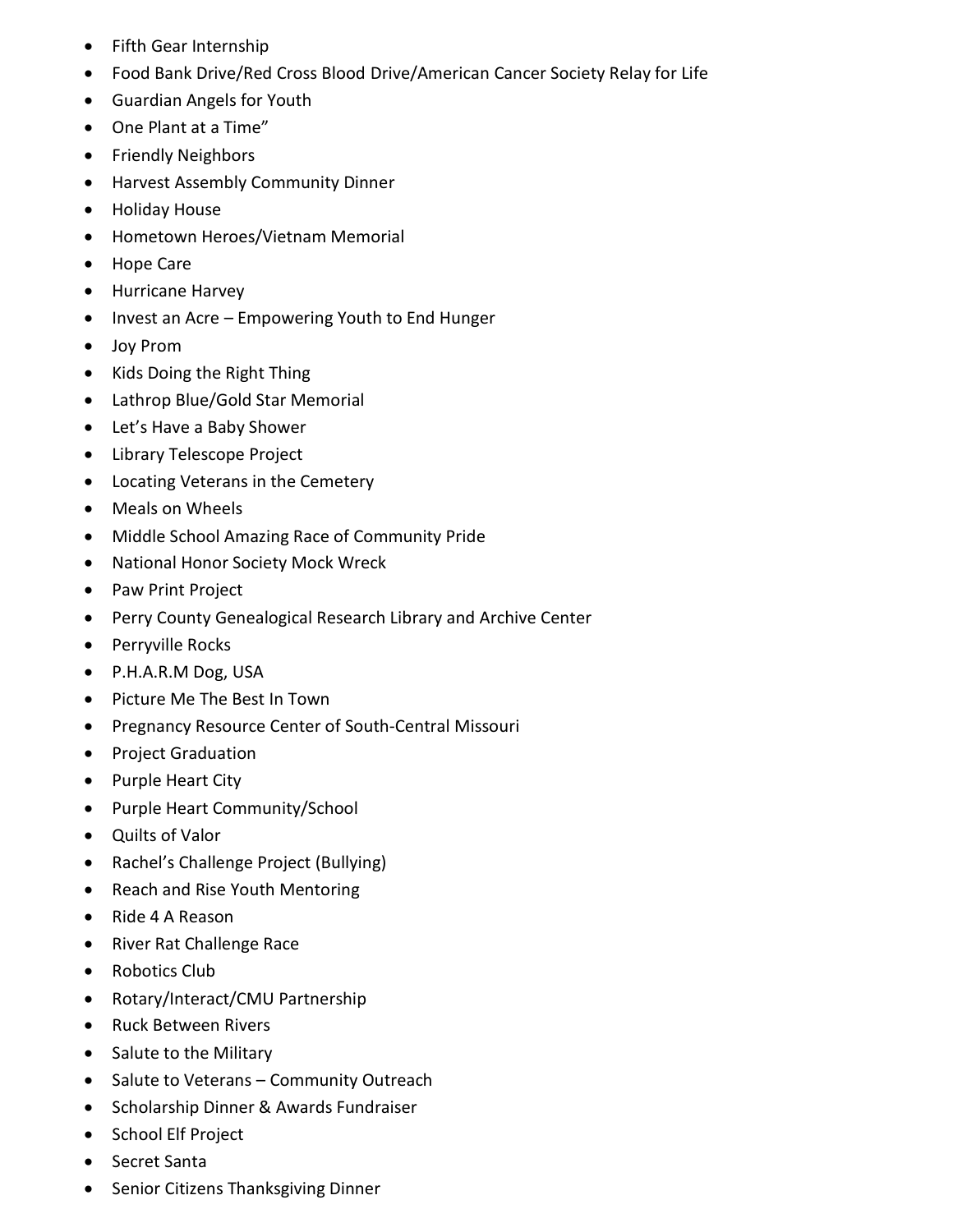- Fifth Gear Internship
- Food Bank Drive/Red Cross Blood Drive/American Cancer Society Relay for Life
- Guardian Angels for Youth
- One Plant at a Time"
- Friendly Neighbors
- Harvest Assembly Community Dinner
- Holiday House
- Hometown Heroes/Vietnam Memorial
- Hope Care
- Hurricane Harvey
- Invest an Acre – Empowering Youth to End Hunger
- Joy Prom
- Kids Doing the Right Thing
- Lathrop Blue/Gold Star Memorial
- Let's Have a Baby Shower
- Library Telescope Project
- Locating Veterans in the Cemetery
- Meals on Wheels
- Middle School Amazing Race of Community Pride
- National Honor Society Mock Wreck
- Paw Print Project
- Perry County Genealogical Research Library and Archive Center
- Perryville Rocks
- P.H.A.R.M Dog, USA
- Picture Me The Best In Town
- Pregnancy Resource Center of South-Central Missouri
- Project Graduation
- Purple Heart City
- Purple Heart Community/School
- Quilts of Valor
- Rachel's Challenge Project (Bullying)
- Reach and Rise Youth Mentoring
- Ride 4 A Reason
- River Rat Challenge Race
- Robotics Club
- Rotary/Interact/CMU Partnership
- Ruck Between Rivers
- Salute to the Military
- Salute to Veterans – Community Outreach
- Scholarship Dinner & Awards Fundraiser
- School Elf Project
- Secret Santa
- Senior Citizens Thanksgiving Dinner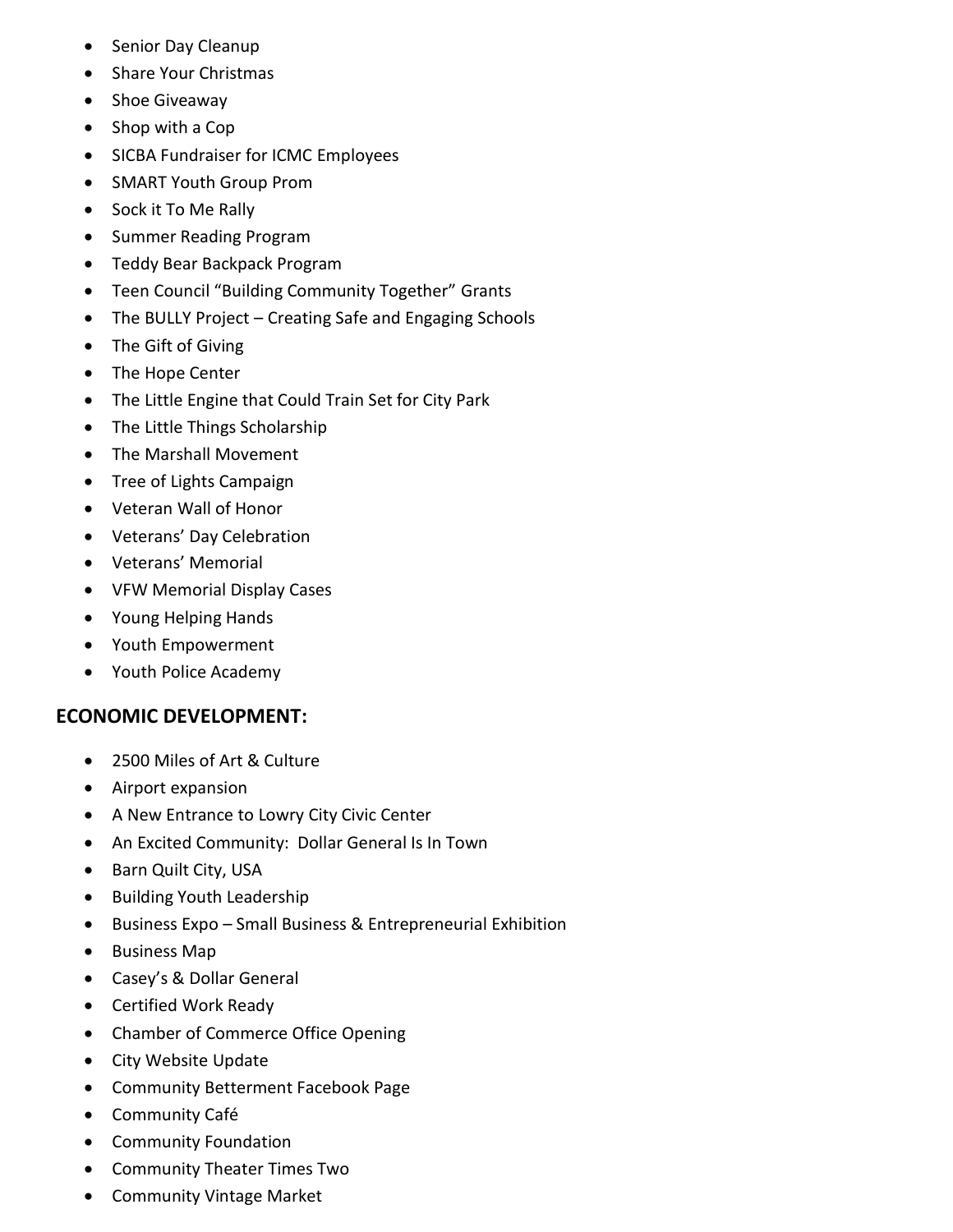- Senior Day Cleanup
- Share Your Christmas
- Shoe Giveaway
- Shop with a Cop
- SICBA Fundraiser for ICMC Employees
- SMART Youth Group Prom
- Sock it To Me Rally
- Summer Reading Program
- Teddy Bear Backpack Program
- Teen Council "Building Community Together" Grants
- The BULLY Project – Creating Safe and Engaging Schools
- The Gift of Giving
- The Hope Center
- The Little Engine that Could Train Set for City Park
- The Little Things Scholarship
- The Marshall Movement
- Tree of Lights Campaign
- Veteran Wall of Honor
- Veterans' Day Celebration
- Veterans' Memorial
- VFW Memorial Display Cases
- Young Helping Hands
- Youth Empowerment
- Youth Police Academy

## ECONOMIC DEVELOPMENT:

- 2500 Miles of Art & Culture
- Airport expansion
- A New Entrance to Lowry City Civic Center
- An Excited Community: Dollar General Is In Town
- Barn Quilt City, USA
- Building Youth Leadership
- Business Expo – Small Business & Entrepreneurial Exhibition
- Business Map
- Casey's & Dollar General
- Certified Work Ready
- Chamber of Commerce Office Opening
- City Website Update
- Community Betterment Facebook Page
- Community Café
- Community Foundation
- Community Theater Times Two
- Community Vintage Market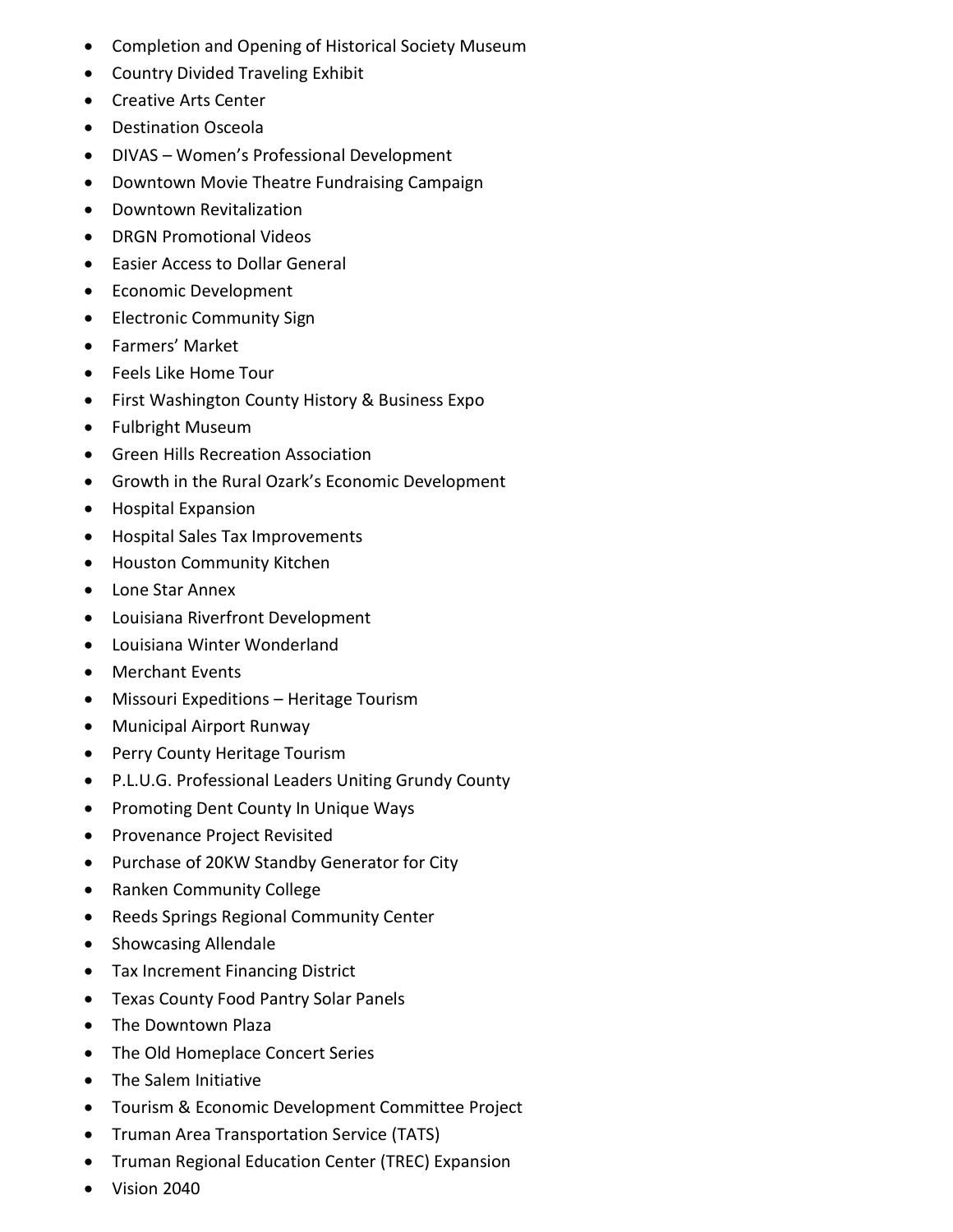- Completion and Opening of Historical Society Museum
- Country Divided Traveling Exhibit
- Creative Arts Center
- Destination Osceola
- DIVAS – Women's Professional Development
- Downtown Movie Theatre Fundraising Campaign
- Downtown Revitalization
- DRGN Promotional Videos
- Easier Access to Dollar General
- Economic Development
- Electronic Community Sign
- Farmers' Market
- Feels Like Home Tour
- First Washington County History & Business Expo
- Fulbright Museum
- Green Hills Recreation Association
- Growth in the Rural Ozark's Economic Development
- Hospital Expansion
- Hospital Sales Tax Improvements
- Houston Community Kitchen
- Lone Star Annex
- Louisiana Riverfront Development
- Louisiana Winter Wonderland
- Merchant Events
- Missouri Expeditions – Heritage Tourism
- Municipal Airport Runway
- Perry County Heritage Tourism
- P.L.U.G. Professional Leaders Uniting Grundy County
- Promoting Dent County In Unique Ways
- Provenance Project Revisited
- Purchase of 20KW Standby Generator for City
- Ranken Community College
- Reeds Springs Regional Community Center
- Showcasing Allendale
- Tax Increment Financing District
- Texas County Food Pantry Solar Panels
- The Downtown Plaza
- The Old Homeplace Concert Series
- The Salem Initiative
- Tourism & Economic Development Committee Project
- Truman Area Transportation Service (TATS)
- Truman Regional Education Center (TREC) Expansion
- Vision 2040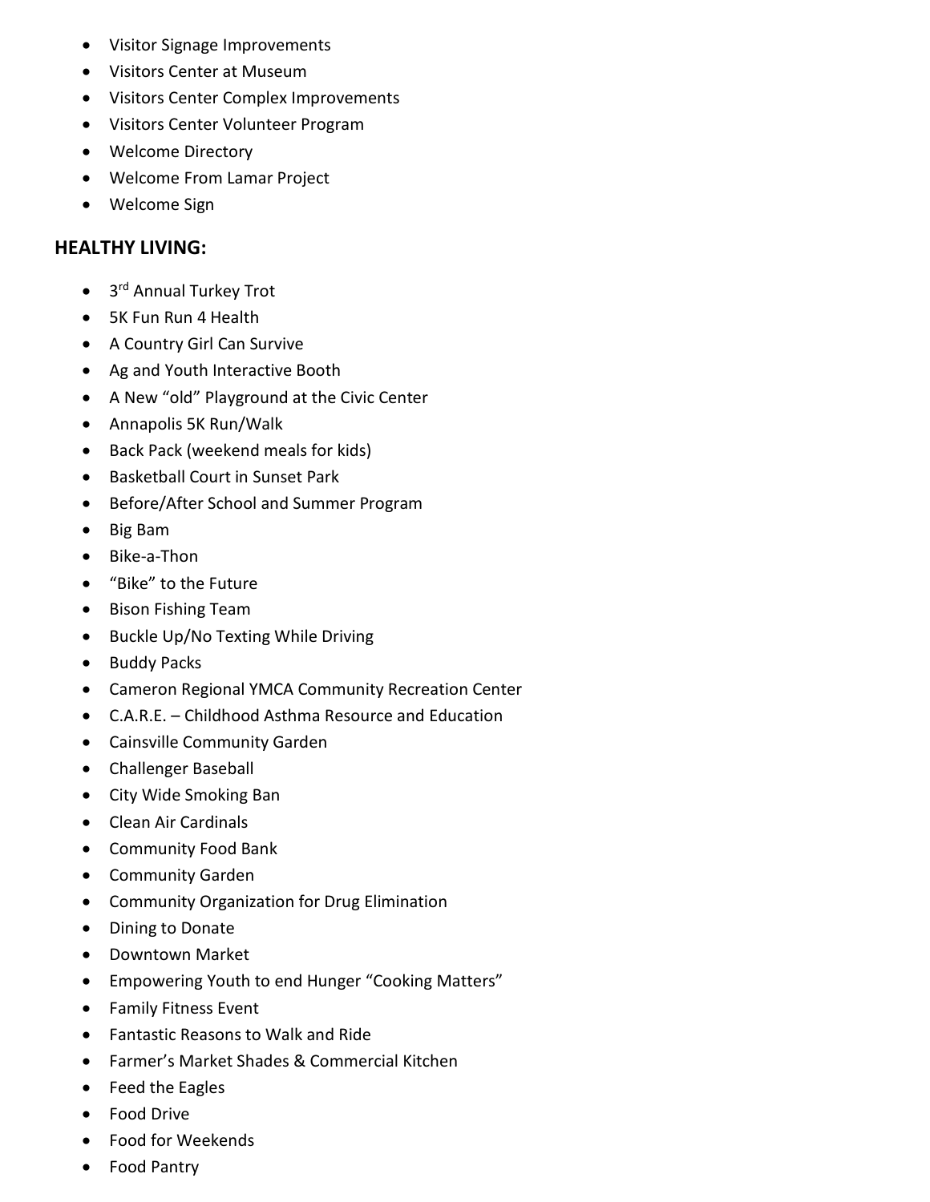- Visitor Signage Improvements
- Visitors Center at Museum
- Visitors Center Complex Improvements
- Visitors Center Volunteer Program
- Welcome Directory
- Welcome From Lamar Project
- Welcome Sign

## HEALTHY LIVING:

- 3rd Annual Turkey Trot
- 5K Fun Run 4 Health
- A Country Girl Can Survive
- Ag and Youth Interactive Booth
- A New "old" Playground at the Civic Center
- Annapolis 5K Run/Walk
- Back Pack (weekend meals for kids)
- Basketball Court in Sunset Park
- Before/After School and Summer Program
- Big Bam
- Bike-a-Thon
- "Bike" to the Future
- Bison Fishing Team
- Buckle Up/No Texting While Driving
- Buddy Packs
- Cameron Regional YMCA Community Recreation Center
- C.A.R.E. – Childhood Asthma Resource and Education
- Cainsville Community Garden
- Challenger Baseball
- City Wide Smoking Ban
- Clean Air Cardinals
- Community Food Bank
- Community Garden
- Community Organization for Drug Elimination
- Dining to Donate
- Downtown Market
- Empowering Youth to end Hunger "Cooking Matters"
- Family Fitness Event
- Fantastic Reasons to Walk and Ride
- Farmer's Market Shades & Commercial Kitchen
- Feed the Eagles
- Food Drive
- Food for Weekends
- Food Pantry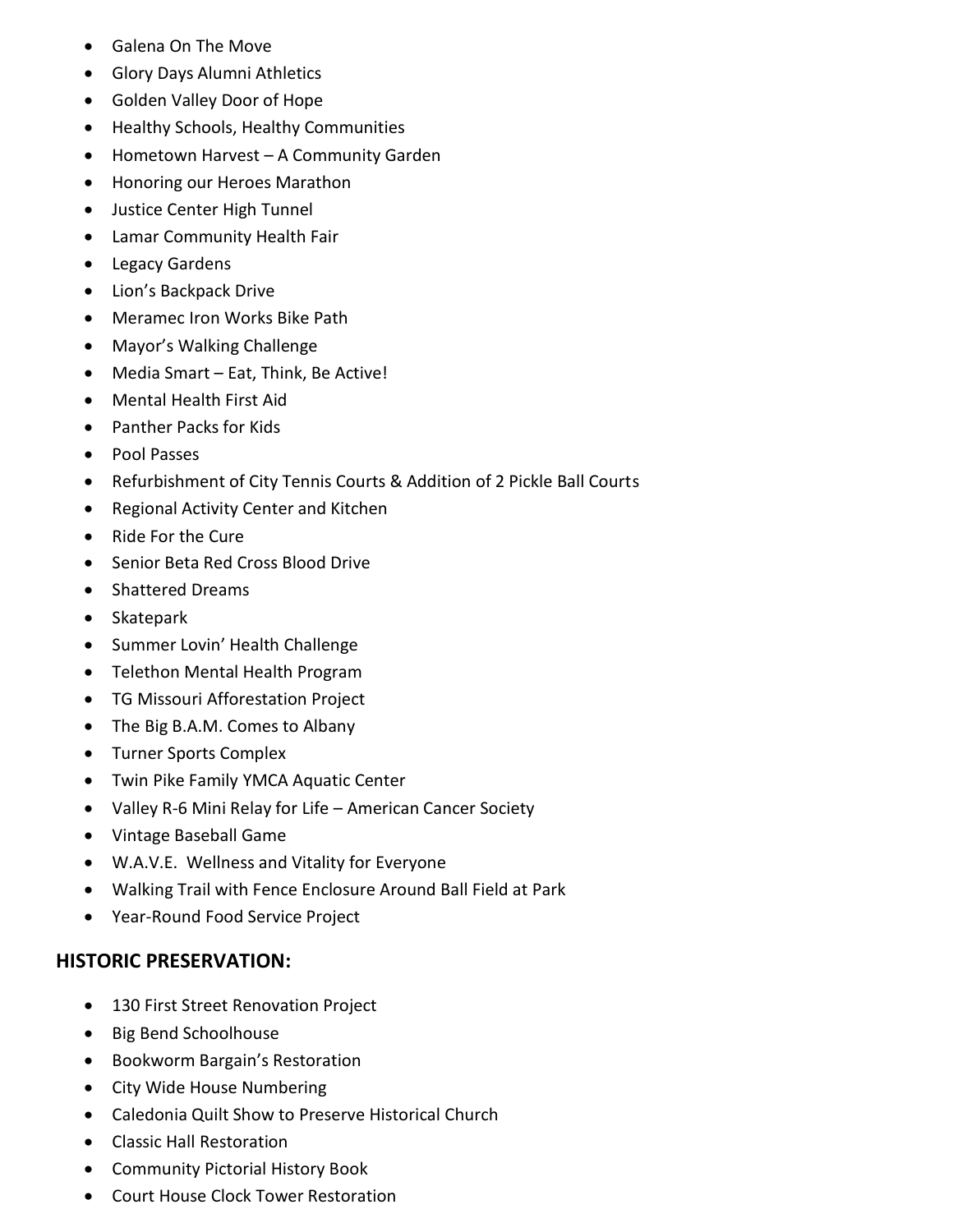- Galena On The Move
- Glory Days Alumni Athletics
- Golden Valley Door of Hope
- Healthy Schools, Healthy Communities
- Hometown Harvest – A Community Garden
- Honoring our Heroes Marathon
- Justice Center High Tunnel
- Lamar Community Health Fair
- Legacy Gardens
- Lion's Backpack Drive
- Meramec Iron Works Bike Path
- Mayor's Walking Challenge
- Media Smart – Eat, Think, Be Active!
- Mental Health First Aid
- Panther Packs for Kids
- Pool Passes
- Refurbishment of City Tennis Courts & Addition of 2 Pickle Ball Courts
- Regional Activity Center and Kitchen
- Ride For the Cure
- Senior Beta Red Cross Blood Drive
- Shattered Dreams
- Skatepark
- Summer Lovin' Health Challenge
- Telethon Mental Health Program
- TG Missouri Afforestation Project
- The Big B.A.M. Comes to Albany
- Turner Sports Complex
- Twin Pike Family YMCA Aquatic Center
- Valley R-6 Mini Relay for Life – American Cancer Society
- Vintage Baseball Game
- W.A.V.E. Wellness and Vitality for Everyone
- Walking Trail with Fence Enclosure Around Ball Field at Park
- Year-Round Food Service Project

## HISTORIC PRESERVATION:

- 130 First Street Renovation Project
- Big Bend Schoolhouse
- Bookworm Bargain's Restoration
- City Wide House Numbering
- Caledonia Quilt Show to Preserve Historical Church
- Classic Hall Restoration
- Community Pictorial History Book
- Court House Clock Tower Restoration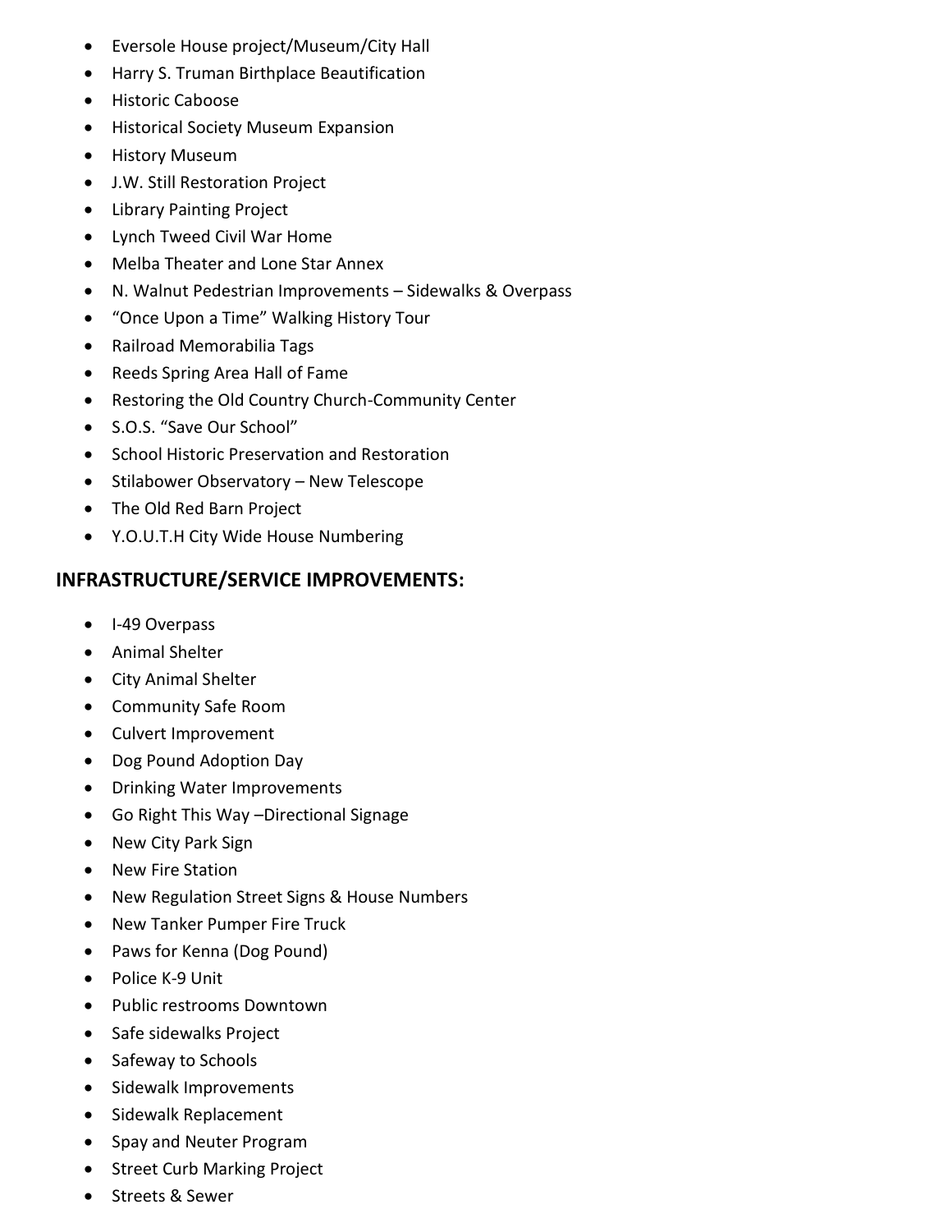- Eversole House project/Museum/City Hall
- Harry S. Truman Birthplace Beautification
- Historic Caboose
- Historical Society Museum Expansion
- History Museum
- J.W. Still Restoration Project
- Library Painting Project
- Lynch Tweed Civil War Home
- Melba Theater and Lone Star Annex
- N. Walnut Pedestrian Improvements – Sidewalks & Overpass
- "Once Upon a Time" Walking History Tour
- Railroad Memorabilia Tags
- Reeds Spring Area Hall of Fame
- Restoring the Old Country Church-Community Center
- S.O.S. "Save Our School"
- School Historic Preservation and Restoration
- Stilabower Observatory – New Telescope
- The Old Red Barn Project
- Y.O.U.T.H City Wide House Numbering

## INFRASTRUCTURE/SERVICE IMPROVEMENTS:

- I-49 Overpass
- Animal Shelter
- City Animal Shelter
- Community Safe Room
- Culvert Improvement
- Dog Pound Adoption Day
- Drinking Water Improvements
- Go Right This Way –Directional Signage
- New City Park Sign
- New Fire Station
- New Regulation Street Signs & House Numbers
- New Tanker Pumper Fire Truck
- Paws for Kenna (Dog Pound)
- Police K-9 Unit
- Public restrooms Downtown
- Safe sidewalks Project
- Safeway to Schools
- Sidewalk Improvements
- Sidewalk Replacement
- Spay and Neuter Program
- Street Curb Marking Project
- Streets & Sewer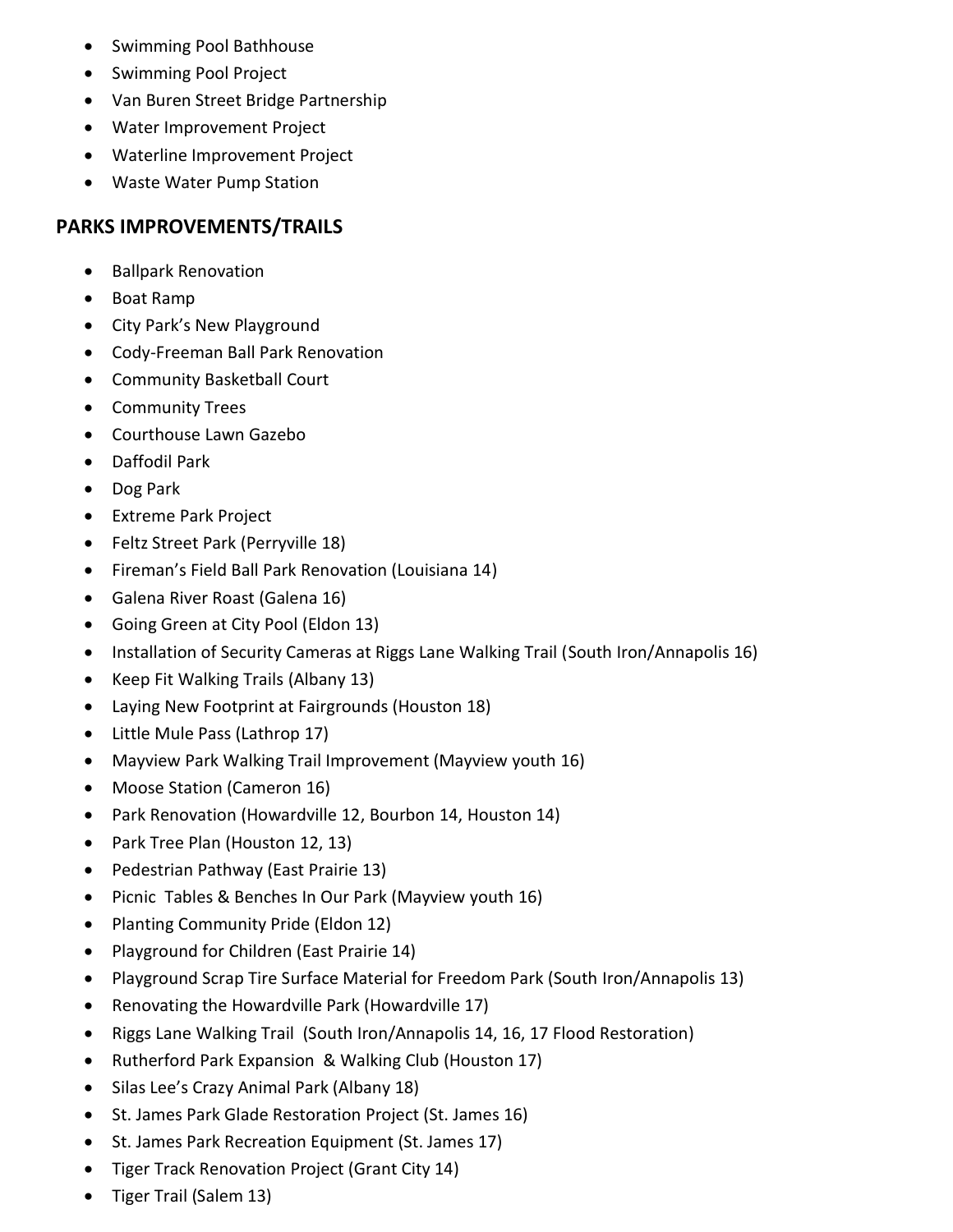- Swimming Pool Bathhouse
- Swimming Pool Project
- Van Buren Street Bridge Partnership
- Water Improvement Project
- Waterline Improvement Project
- Waste Water Pump Station

## PARKS IMPROVEMENTS/TRAILS

- Ballpark Renovation
- Boat Ramp
- City Park's New Playground
- Cody-Freeman Ball Park Renovation
- Community Basketball Court
- Community Trees
- Courthouse Lawn Gazebo
- Daffodil Park
- Dog Park
- Extreme Park Project
- Feltz Street Park (Perryville 18)
- Fireman's Field Ball Park Renovation (Louisiana 14)
- Galena River Roast (Galena 16)
- Going Green at City Pool (Eldon 13)
- Installation of Security Cameras at Riggs Lane Walking Trail (South Iron/Annapolis 16)
- Keep Fit Walking Trails (Albany 13)
- Laying New Footprint at Fairgrounds (Houston 18)
- Little Mule Pass (Lathrop 17)
- Mayview Park Walking Trail Improvement (Mayview youth 16)
- Moose Station (Cameron 16)
- Park Renovation (Howardville 12, Bourbon 14, Houston 14)
- Park Tree Plan (Houston 12, 13)
- Pedestrian Pathway (East Prairie 13)
- Picnic Tables & Benches In Our Park (Mayview youth 16)
- Planting Community Pride (Eldon 12)
- Playground for Children (East Prairie 14)
- Playground Scrap Tire Surface Material for Freedom Park (South Iron/Annapolis 13)
- Renovating the Howardville Park (Howardville 17)
- Riggs Lane Walking Trail (South Iron/Annapolis 14, 16, 17 Flood Restoration)
- Rutherford Park Expansion & Walking Club (Houston 17)
- Silas Lee's Crazy Animal Park (Albany 18)
- St. James Park Glade Restoration Project (St. James 16)
- St. James Park Recreation Equipment (St. James 17)
- Tiger Track Renovation Project (Grant City 14)
- Tiger Trail (Salem 13)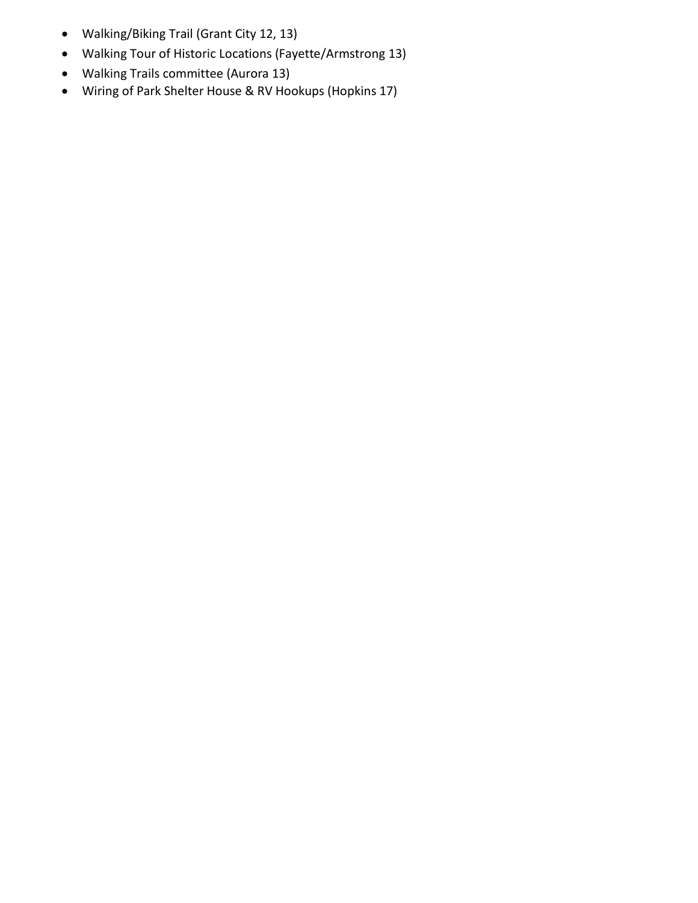- Walking/Biking Trail (Grant City 12, 13)
- Walking Tour of Historic Locations (Fayette/Armstrong 13)
- Walking Trails committee (Aurora 13)
- Wiring of Park Shelter House & RV Hookups (Hopkins 17)